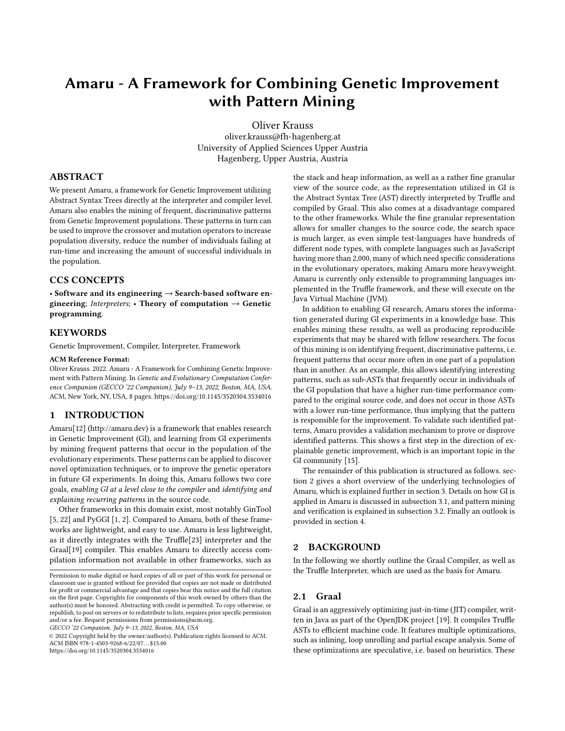# Amaru - A Framework for Combining Genetic Improvement with Pattern Mining

Oliver Krauss
oliver.krauss@fh-hagenberg.at
University of Applied Sciences Upper Austria
Hagenberg, Upper Austria, Austria

## ABSTRACT

We present Amaru, a framework for Genetic Improvement utilizing Abstract Syntax Trees directly at the interpreter and compiler level. Amaru also enables the mining of frequent, discriminative patterns from Genetic Improvement populations. These patterns in turn can be used to improve the crossover and mutation operators to increase population diversity, reduce the number of individuals failing at run-time and increasing the amount of successful individuals in the population.

## CCS CONCEPTS

• **Software and its engineering** → **Search-based software engineering**; *Interpreters*; • **Theory of computation** → **Genetic programming**.

## KEYWORDS

Genetic Improvement, Compiler, Interpreter, Framework

**ACM Reference Format:**
Oliver Krauss. 2022. Amaru - A Framework for Combining Genetic Improvement with Pattern Mining. In *Genetic and Evolutionary Computation Conference Companion (GECCO '22 Companion), July 9–13, 2022, Boston, MA, USA.* ACM, New York, NY, USA, 8 pages. https://doi.org/10.1145/3520304.3534016

## 1 INTRODUCTION

Amaru[12] (http://amaru.dev) is a framework that enables research in Genetic Improvement (GI), and learning from GI experiments by mining frequent patterns that occur in the population of the evolutionary experiments. These patterns can be applied to discover novel optimization techniques, or to improve the genetic operators in future GI experiments. In doing this, Amaru follows two core goals, *enabling GI at a level close to the compiler* and *identifying and explaining recurring patterns* in the source code.

Other frameworks in this domain exist, most notably GinTool [5, 22] and PyGGI [1, 2]. Compared to Amaru, both of these frameworks are lightweight, and easy to use. Amaru is less lightweight, as it directly integrates with the Truffle[23] interpreter and the Graal[19] compiler. This enables Amaru to directly access compilation information not available in other frameworks, such as the stack and heap information, as well as a rather fine granular view of the source code, as the representation utilized in GI is the Abstract Syntax Tree (AST) directly interpreted by Truffle and compiled by Graal. This also comes at a disadvantage compared to the other frameworks. While the fine granular representation allows for smaller changes to the source code, the search space is much larger, as even simple test-languages have hundreds of different node types, with complete languages such as JavaScript having more than 2,000, many of which need specific considerations in the evolutionary operators, making Amaru more heavyweight. Amaru is currently only extensible to programming languages implemented in the Truffle framework, and these will execute on the Java Virtual Machine (JVM).

In addition to enabling GI research, Amaru stores the information generated during GI experiments in a knowledge base. This enables mining these results, as well as producing reproducible experiments that may be shared with fellow researchers. The focus of this mining is on identifying frequent, discriminative patterns, i.e. frequent patterns that occur more often in one part of a population than in another. As an example, this allows identifying interesting patterns, such as sub-ASTs that frequently occur in individuals of the GI population that have a higher run-time performance compared to the original source code, and does not occur in those ASTs with a lower run-time performance, thus implying that the pattern is responsible for the improvement. To validate such identified patterns, Amaru provides a validation mechanism to prove or disprove identified patterns. This shows a first step in the direction of explainable genetic improvement, which is an important topic in the GI community [15].

The remainder of this publication is structured as follows. section 2 gives a short overview of the underlying technologies of Amaru, which is explained further in section 3. Details on how GI is applied in Amaru is discussed in subsection 3.1, and pattern mining and verification is explained in subsection 3.2. Finally an outlook is provided in section 4.

## 2 BACKGROUND

In the following we shortly outline the Graal Compiler, as well as the Truffle Interpreter, which are used as the basis for Amaru.

### 2.1 Graal

Graal is an aggressively optimizing just-in-time (JIT) compiler, written in Java as part of the OpenJDK project [19]. It compiles Truffle ASTs to efficient machine code. It features multiple optimizations, such as inlining, loop unrolling and partial escape analysis. Some of these optimizations are speculative, i.e. based on heuristics. These

Permission to make digital or hard copies of all or part of this work for personal or classroom use is granted without fee provided that copies are not made or distributed for profit or commercial advantage and that copies bear this notice and the full citation on the first page. Copyrights for components of this work owned by others than the author(s) must be honored. Abstracting with credit is permitted. To copy otherwise, or republish, to post on servers or to redistribute to lists, requires prior specific permission and/or a fee. Request permissions from permissions@acm.org.
*GECCO '22 Companion, July 9–13, 2022, Boston, MA, USA*
© 2022 Copyright held by the owner/author(s). Publication rights licensed to ACM.
ACM ISBN 978-1-4503-9268-6/22/07...$15.00
https://doi.org/10.1145/3520304.3534016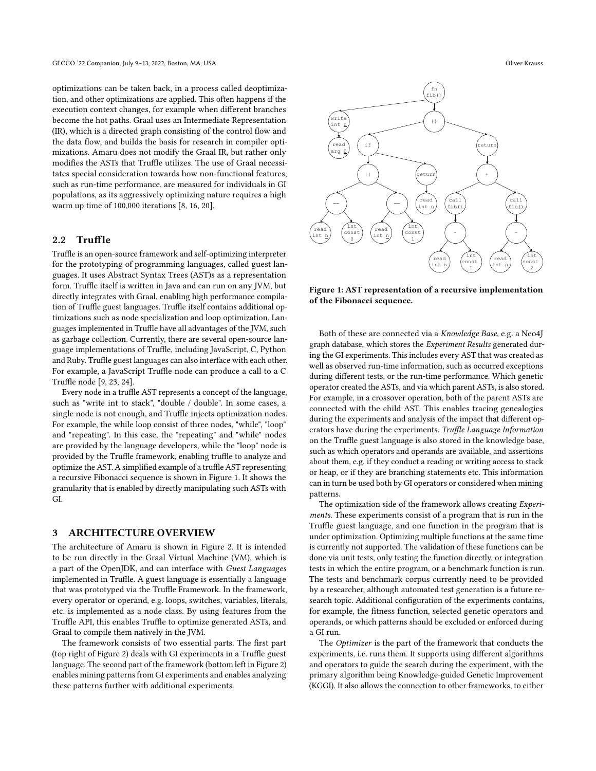optimizations can be taken back, in a process called deoptimization, and other optimizations are applied. This often happens if the execution context changes, for example when different branches become the hot paths. Graal uses an Intermediate Representation (IR), which is a directed graph consisting of the control flow and the data flow, and builds the basis for research in compiler optimizations. Amaru does not modify the Graal IR, but rather only modifies the ASTs that Truffle utilizes. The use of Graal necessitates special consideration towards how non-functional features, such as run-time performance, are measured for individuals in GI populations, as its aggressively optimizing nature requires a high warm up time of 100,000 iterations [8, 16, 20].

## 2.2 Truffle

Truffle is an open-source framework and self-optimizing interpreter for the prototyping of programming languages, called guest languages. It uses Abstract Syntax Trees (AST)s as a representation form. Truffle itself is written in Java and can run on any JVM, but directly integrates with Graal, enabling high performance compilation of Truffle guest languages. Truffle itself contains additional optimizations such as node specialization and loop optimization. Languages implemented in Truffle have all advantages of the JVM, such as garbage collection. Currently, there are several open-source language implementations of Truffle, including JavaScript, C, Python and Ruby. Truffle guest languages can also interface with each other. For example, a JavaScript Truffle node can produce a call to a C Truffle node [9, 23, 24].

Every node in a truffle AST represents a concept of the language, such as "write int to stack", "double / double". In some cases, a single node is not enough, and Truffle injects optimization nodes. For example, the while loop consist of three nodes, "while", "loop" and "repeating". In this case, the "repeating" and "while" nodes are provided by the language developers, while the "loop" node is provided by the Truffle framework, enabling truffle to analyze and optimize the AST. A simplified example of a truffle AST representing a recursive Fibonacci sequence is shown in Figure 1. It shows the granularity that is enabled by directly manipulating such ASTs with GI.

**Figure 1: AST representation of a recursive implementation of the Fibonacci sequence.**

## 3 ARCHITECTURE OVERVIEW

The architecture of Amaru is shown in Figure 2. It is intended to be run directly in the Graal Virtual Machine (VM), which is a part of the OpenJDK, and can interface with *Guest Languages* implemented in Truffle. A guest language is essentially a language that was prototyped via the Truffle Framework. In the framework, every operator or operand, e.g. loops, switches, variables, literals, etc. is implemented as a node class. By using features from the Truffle API, this enables Truffle to optimize generated ASTs, and Graal to compile them natively in the JVM.

The framework consists of two essential parts. The first part (top right of Figure 2) deals with GI experiments in a Truffle guest language. The second part of the framework (bottom left in Figure 2) enables mining patterns from GI experiments and enables analyzing these patterns further with additional experiments.

Both of these are connected via a *Knowledge Base*, e.g. a Neo4J graph database, which stores the *Experiment Results* generated during the GI experiments. This includes every AST that was created as well as observed run-time information, such as occurred exceptions during different tests, or the run-time performance. Which genetic operator created the ASTs, and via which parent ASTs, is also stored. For example, in a crossover operation, both of the parent ASTs are connected with the child AST. This enables tracing genealogies during the experiments and analysis of the impact that different operators have during the experiments. *Truffle Language Information* on the Truffle guest language is also stored in the knowledge base, such as which operators and operands are available, and assertions about them, e.g. if they conduct a reading or writing access to stack or heap, or if they are branching statements etc. This information can in turn be used both by GI operators or considered when mining patterns.

The optimization side of the framework allows creating *Experiments*. These experiments consist of a program that is run in the Truffle guest language, and one function in the program that is under optimization. Optimizing multiple functions at the same time is currently not supported. The validation of these functions can be done via unit tests, only testing the function directly, or integration tests in which the entire program, or a benchmark function is run. The tests and benchmark corpus currently need to be provided by a researcher, although automated test generation is a future research topic. Additional configuration of the experiments contains, for example, the fitness function, selected genetic operators and operands, or which patterns should be excluded or enforced during a GI run.

The *Optimizer* is the part of the framework that conducts the experiments, i.e. runs them. It supports using different algorithms and operators to guide the search during the experiment, with the primary algorithm being Knowledge-guided Genetic Improvement (KGGI). It also allows the connection to other frameworks, to either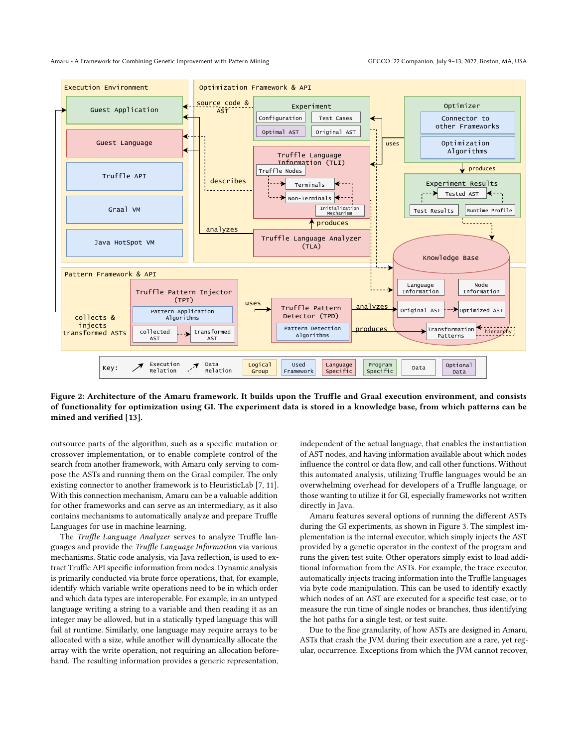**Figure 2: Architecture of the Amaru framework. It builds upon the Truffle and Graal execution environment, and consists of functionality for optimization using GI. The experiment data is stored in a knowledge base, from which patterns can be mined and verified [13].**

outsource parts of the algorithm, such as a specific mutation or crossover implementation, or to enable complete control of the search from another framework, with Amaru only serving to compose the ASTs and running them on the Graal compiler. The only existing connector to another framework is to HeuristicLab [7, 11]. With this connection mechanism, Amaru can be a valuable addition for other frameworks and can serve as an intermediary, as it also contains mechanisms to automatically analyze and prepare Truffle Languages for use in machine learning.

The *Truffle Language Analyzer* serves to analyze Truffle languages and provide the *Truffle Language Information* via various mechanisms. Static code analysis, via Java reflection, is used to extract Truffle API specific information from nodes. Dynamic analysis is primarily conducted via brute force operations, that, for example, identify which variable write operations need to be in which order and which data types are interoperable. For example, in an untyped language writing a string to a variable and then reading it as an integer may be allowed, but in a statically typed language this will fail at runtime. Similarly, one language may require arrays to be allocated with a size, while another will dynamically allocate the array with the write operation, not requiring an allocation beforehand. The resulting information provides a generic representation, independent of the actual language, that enables the instantiation of AST nodes, and having information available about which nodes influence the control or data flow, and call other functions. Without this automated analysis, utilizing Truffle languages would be an overwhelming overhead for developers of a Truffle language, or those wanting to utilize it for GI, especially frameworks not written directly in Java.

Amaru features several options of running the different ASTs during the GI experiments, as shown in Figure 3. The simplest implementation is the internal executor, which simply injects the AST provided by a genetic operator in the context of the program and runs the given test suite. Other operators simply exist to load additional information from the ASTs. For example, the trace executor, automatically injects tracing information into the Truffle languages via byte code manipulation. This can be used to identify exactly which nodes of an AST are executed for a specific test case, or to measure the run time of single nodes or branches, thus identifying the hot paths for a single test, or test suite.

Due to the fine granularity, of how ASTs are designed in Amaru, ASTs that crash the JVM during their execution are a rare, yet regular, occurrence. Exceptions from which the JVM cannot recover,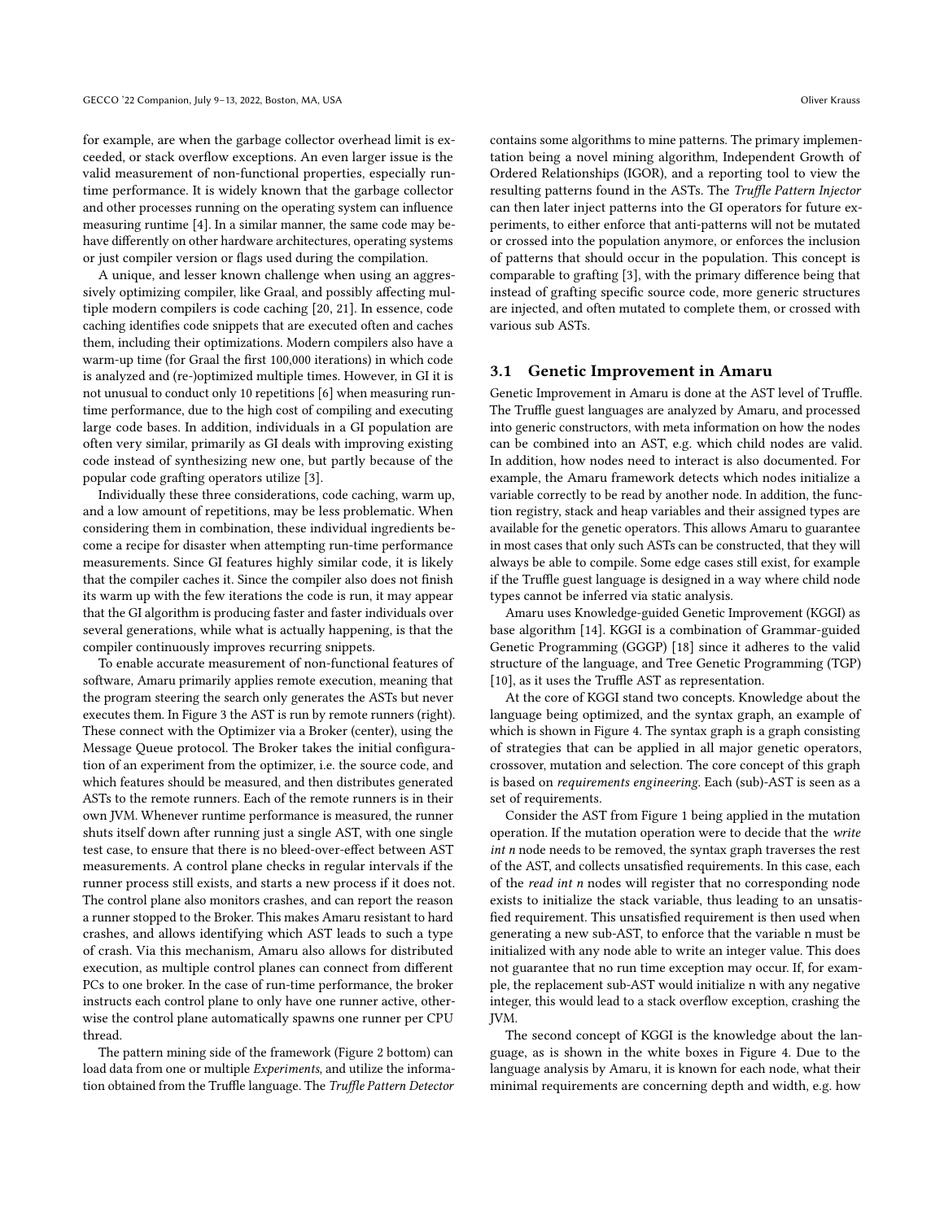for example, are when the garbage collector overhead limit is exceeded, or stack overflow exceptions. An even larger issue is the valid measurement of non-functional properties, especially runtime performance. It is widely known that the garbage collector and other processes running on the operating system can influence measuring runtime [4]. In a similar manner, the same code may behave differently on other hardware architectures, operating systems or just compiler version or flags used during the compilation.

A unique, and lesser known challenge when using an aggressively optimizing compiler, like Graal, and possibly affecting multiple modern compilers is code caching [20, 21]. In essence, code caching identifies code snippets that are executed often and caches them, including their optimizations. Modern compilers also have a warm-up time (for Graal the first 100,000 iterations) in which code is analyzed and (re-)optimized multiple times. However, in GI it is not unusual to conduct only 10 repetitions [6] when measuring runtime performance, due to the high cost of compiling and executing large code bases. In addition, individuals in a GI population are often very similar, primarily as GI deals with improving existing code instead of synthesizing new one, but partly because of the popular code grafting operators utilize [3].

Individually these three considerations, code caching, warm up, and a low amount of repetitions, may be less problematic. When considering them in combination, these individual ingredients become a recipe for disaster when attempting run-time performance measurements. Since GI features highly similar code, it is likely that the compiler caches it. Since the compiler also does not finish its warm up with the few iterations the code is run, it may appear that the GI algorithm is producing faster and faster individuals over several generations, while what is actually happening, is that the compiler continuously improves recurring snippets.

To enable accurate measurement of non-functional features of software, Amaru primarily applies remote execution, meaning that the program steering the search only generates the ASTs but never executes them. In Figure 3 the AST is run by remote runners (right). These connect with the Optimizer via a Broker (center), using the Message Queue protocol. The Broker takes the initial configuration of an experiment from the optimizer, i.e. the source code, and which features should be measured, and then distributes generated ASTs to the remote runners. Each of the remote runners is in their own JVM. Whenever runtime performance is measured, the runner shuts itself down after running just a single AST, with one single test case, to ensure that there is no bleed-over-effect between AST measurements. A control plane checks in regular intervals if the runner process still exists, and starts a new process if it does not. The control plane also monitors crashes, and can report the reason a runner stopped to the Broker. This makes Amaru resistant to hard crashes, and allows identifying which AST leads to such a type of crash. Via this mechanism, Amaru also allows for distributed execution, as multiple control planes can connect from different PCs to one broker. In the case of run-time performance, the broker instructs each control plane to only have one runner active, otherwise the control plane automatically spawns one runner per CPU thread.

The pattern mining side of the framework (Figure 2 bottom) can load data from one or multiple *Experiments*, and utilize the information obtained from the Truffle language. The *Truffle Pattern Detector* contains some algorithms to mine patterns. The primary implementation being a novel mining algorithm, Independent Growth of Ordered Relationships (IGOR), and a reporting tool to view the resulting patterns found in the ASTs. The *Truffle Pattern Injector* can then later inject patterns into the GI operators for future experiments, to either enforce that anti-patterns will not be mutated or crossed into the population anymore, or enforces the inclusion of patterns that should occur in the population. This concept is comparable to grafting [3], with the primary difference being that instead of grafting specific source code, more generic structures are injected, and often mutated to complete them, or crossed with various sub ASTs.

## 3.1 Genetic Improvement in Amaru

Genetic Improvement in Amaru is done at the AST level of Truffle. The Truffle guest languages are analyzed by Amaru, and processed into generic constructors, with meta information on how the nodes can be combined into an AST, e.g. which child nodes are valid. In addition, how nodes need to interact is also documented. For example, the Amaru framework detects which nodes initialize a variable correctly to be read by another node. In addition, the function registry, stack and heap variables and their assigned types are available for the genetic operators. This allows Amaru to guarantee in most cases that only such ASTs can be constructed, that they will always be able to compile. Some edge cases still exist, for example if the Truffle guest language is designed in a way where child node types cannot be inferred via static analysis.

Amaru uses Knowledge-guided Genetic Improvement (KGGI) as base algorithm [14]. KGGI is a combination of Grammar-guided Genetic Programming (GGGP) [18] since it adheres to the valid structure of the language, and Tree Genetic Programming (TGP) [10], as it uses the Truffle AST as representation.

At the core of KGGI stand two concepts. Knowledge about the language being optimized, and the syntax graph, an example of which is shown in Figure 4. The syntax graph is a graph consisting of strategies that can be applied in all major genetic operators, crossover, mutation and selection. The core concept of this graph is based on *requirements engineering*. Each (sub)-AST is seen as a set of requirements.

Consider the AST from Figure 1 being applied in the mutation operation. If the mutation operation were to decide that the *write int n* node needs to be removed, the syntax graph traverses the rest of the AST, and collects unsatisfied requirements. In this case, each of the *read int n* nodes will register that no corresponding node exists to initialize the stack variable, thus leading to an unsatisfied requirement. This unsatisfied requirement is then used when generating a new sub-AST, to enforce that the variable n must be initialized with any node able to write an integer value. This does not guarantee that no run time exception may occur. If, for example, the replacement sub-AST would initialize n with any negative integer, this would lead to a stack overflow exception, crashing the JVM.

The second concept of KGGI is the knowledge about the language, as is shown in the white boxes in Figure 4. Due to the language analysis by Amaru, it is known for each node, what their minimal requirements are concerning depth and width, e.g. how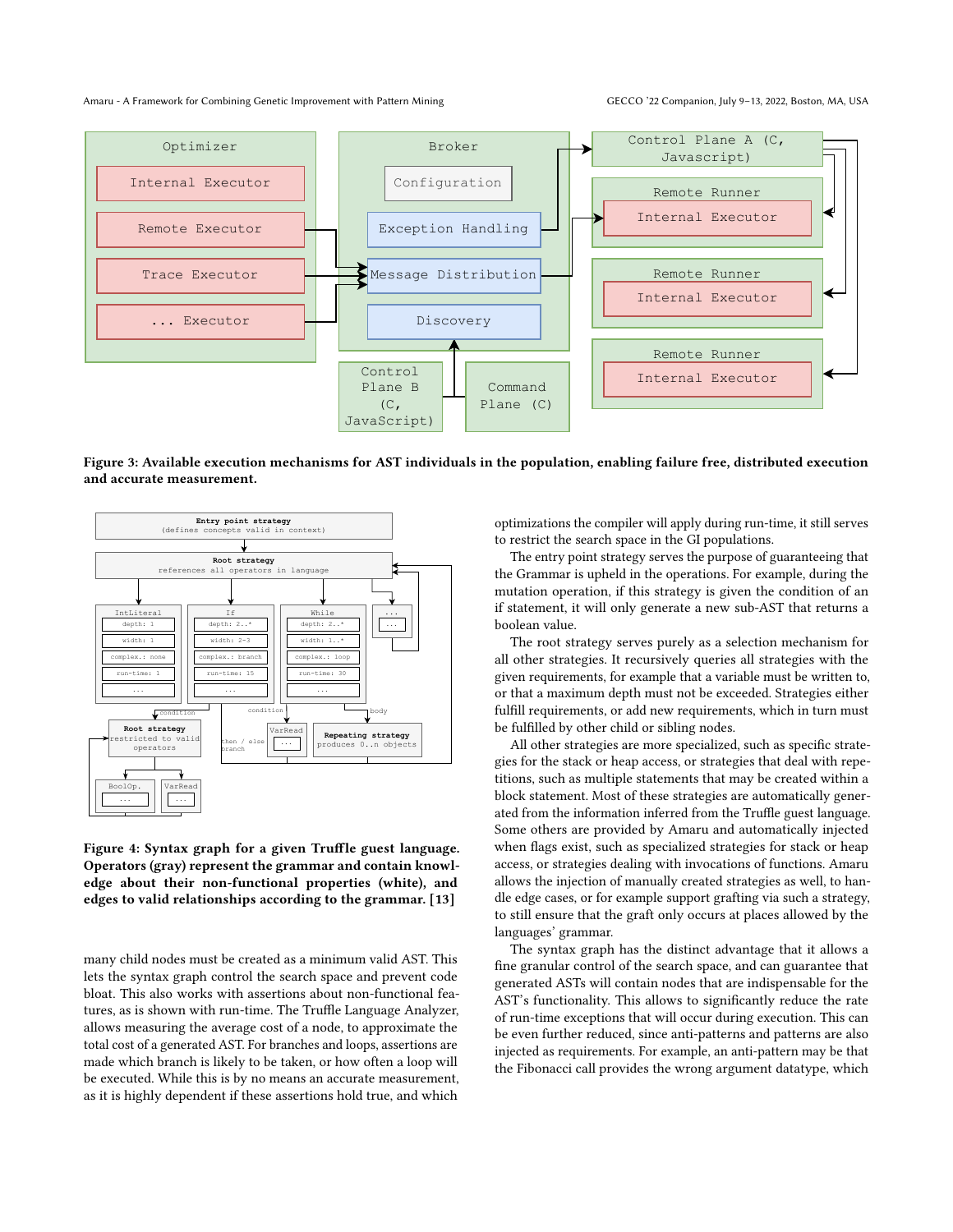**Figure 3: Available execution mechanisms for AST individuals in the population, enabling failure free, distributed execution and accurate measurement.**

**Figure 4: Syntax graph for a given Truffle guest language. Operators (gray) represent the grammar and contain knowledge about their non-functional properties (white), and edges to valid relationships according to the grammar. [13]**

many child nodes must be created as a minimum valid AST. This lets the syntax graph control the search space and prevent code bloat. This also works with assertions about non-functional features, as is shown with run-time. The Truffle Language Analyzer, allows measuring the average cost of a node, to approximate the total cost of a generated AST. For branches and loops, assertions are made which branch is likely to be taken, or how often a loop will be executed. While this is by no means an accurate measurement, as it is highly dependent if these assertions hold true, and which optimizations the compiler will apply during run-time, it still serves to restrict the search space in the GI populations.

The entry point strategy serves the purpose of guaranteeing that the Grammar is upheld in the operations. For example, during the mutation operation, if this strategy is given the condition of an if statement, it will only generate a new sub-AST that returns a boolean value.

The root strategy serves purely as a selection mechanism for all other strategies. It recursively queries all strategies with the given requirements, for example that a variable must be written to, or that a maximum depth must not be exceeded. Strategies either fulfill requirements, or add new requirements, which in turn must be fulfilled by other child or sibling nodes.

All other strategies are more specialized, such as specific strategies for the stack or heap access, or strategies that deal with repetitions, such as multiple statements that may be created within a block statement. Most of these strategies are automatically generated from the information inferred from the Truffle guest language. Some others are provided by Amaru and automatically injected when flags exist, such as specialized strategies for stack or heap access, or strategies dealing with invocations of functions. Amaru allows the injection of manually created strategies as well, to handle edge cases, or for example support grafting via such a strategy, to still ensure that the graft only occurs at places allowed by the languages' grammar.

The syntax graph has the distinct advantage that it allows a fine granular control of the search space, and can guarantee that generated ASTs will contain nodes that are indispensable for the AST's functionality. This allows to significantly reduce the rate of run-time exceptions that will occur during execution. This can be even further reduced, since anti-patterns and patterns are also injected as requirements. For example, an anti-pattern may be that the Fibonacci call provides the wrong argument datatype, which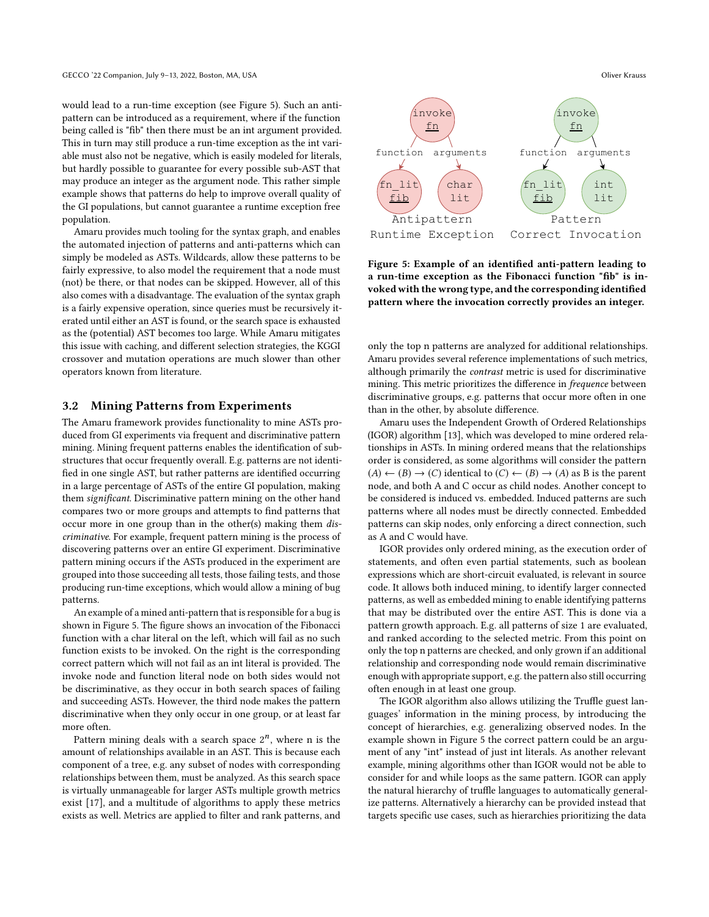would lead to a run-time exception (see Figure 5). Such an anti-pattern can be introduced as a requirement, where if the function being called is "fib" then there must be an int argument provided. This in turn may still produce a run-time exception as the int variable must also not be negative, which is easily modeled for literals, but hardly possible to guarantee for every possible sub-AST that may produce an integer as the argument node. This rather simple example shows that patterns do help to improve overall quality of the GI populations, but cannot guarantee a runtime exception free population.

Amaru provides much tooling for the syntax graph, and enables the automated injection of patterns and anti-patterns which can simply be modeled as ASTs. Wildcards, allow these patterns to be fairly expressive, to also model the requirement that a node must (not) be there, or that nodes can be skipped. However, all of this also comes with a disadvantage. The evaluation of the syntax graph is a fairly expensive operation, since queries must be recursively iterated until either an AST is found, or the search space is exhausted as the (potential) AST becomes too large. While Amaru mitigates this issue with caching, and different selection strategies, the KGGI crossover and mutation operations are much slower than other operators known from literature.

**Figure 5: Example of an identified anti-pattern leading to a run-time exception as the Fibonacci function "fib" is invoked with the wrong type, and the corresponding identified pattern where the invocation correctly provides an integer.**

## 3.2 Mining Patterns from Experiments

The Amaru framework provides functionality to mine ASTs produced from GI experiments via frequent and discriminative pattern mining. Mining frequent patterns enables the identification of substructures that occur frequently overall. E.g. patterns are not identified in one single AST, but rather patterns are identified occurring in a large percentage of ASTs of the entire GI population, making them *significant*. Discriminative pattern mining on the other hand compares two or more groups and attempts to find patterns that occur more in one group than in the other(s) making them *discriminative*. For example, frequent pattern mining is the process of discovering patterns over an entire GI experiment. Discriminative pattern mining occurs if the ASTs produced in the experiment are grouped into those succeeding all tests, those failing tests, and those producing run-time exceptions, which would allow a mining of bug patterns.

An example of a mined anti-pattern that is responsible for a bug is shown in Figure 5. The figure shows an invocation of the Fibonacci function with a char literal on the left, which will fail as no such function exists to be invoked. On the right is the corresponding correct pattern which will not fail as an int literal is provided. The invoke node and function literal node on both sides would not be discriminative, as they occur in both search spaces of failing and succeeding ASTs. However, the third node makes the pattern discriminative when they only occur in one group, or at least far more often.

Pattern mining deals with a search space $2^n$, where n is the amount of relationships available in an AST. This is because each component of a tree, e.g. any subset of nodes with corresponding relationships between them, must be analyzed. As this search space is virtually unmanageable for larger ASTs multiple growth metrics exist [17], and a multitude of algorithms to apply these metrics exists as well. Metrics are applied to filter and rank patterns, and only the top n patterns are analyzed for additional relationships. Amaru provides several reference implementations of such metrics, although primarily the *contrast* metric is used for discriminative mining. This metric prioritizes the difference in *frequence* between discriminative groups, e.g. patterns that occur more often in one than in the other, by absolute difference.

Amaru uses the Independent Growth of Ordered Relationships (IGOR) algorithm [13], which was developed to mine ordered relationships in ASTs. In mining ordered means that the relationships order is considered, as some algorithms will consider the pattern $(A) \leftarrow (B) \rightarrow (C)$ identical to $(C) \leftarrow (B) \rightarrow (A)$ as B is the parent node, and both A and C occur as child nodes. Another concept to be considered is induced vs. embedded. Induced patterns are such patterns where all nodes must be directly connected. Embedded patterns can skip nodes, only enforcing a direct connection, such as A and C would have.

IGOR provides only ordered mining, as the execution order of statements, and often even partial statements, such as boolean expressions which are short-circuit evaluated, is relevant in source code. It allows both induced mining, to identify larger connected patterns, as well as embedded mining to enable identifying patterns that may be distributed over the entire AST. This is done via a pattern growth approach. E.g. all patterns of size 1 are evaluated, and ranked according to the selected metric. From this point on only the top n patterns are checked, and only grown if an additional relationship and corresponding node would remain discriminative enough with appropriate support, e.g. the pattern also still occurring often enough in at least one group.

The IGOR algorithm also allows utilizing the Truffle guest languages' information in the mining process, by introducing the concept of hierarchies, e.g. generalizing observed nodes. In the example shown in Figure 5 the correct pattern could be an argument of any "int" instead of just int literals. As another relevant example, mining algorithms other than IGOR would not be able to consider for and while loops as the same pattern. IGOR can apply the natural hierarchy of truffle languages to automatically generalize patterns. Alternatively a hierarchy can be provided instead that targets specific use cases, such as hierarchies prioritizing the data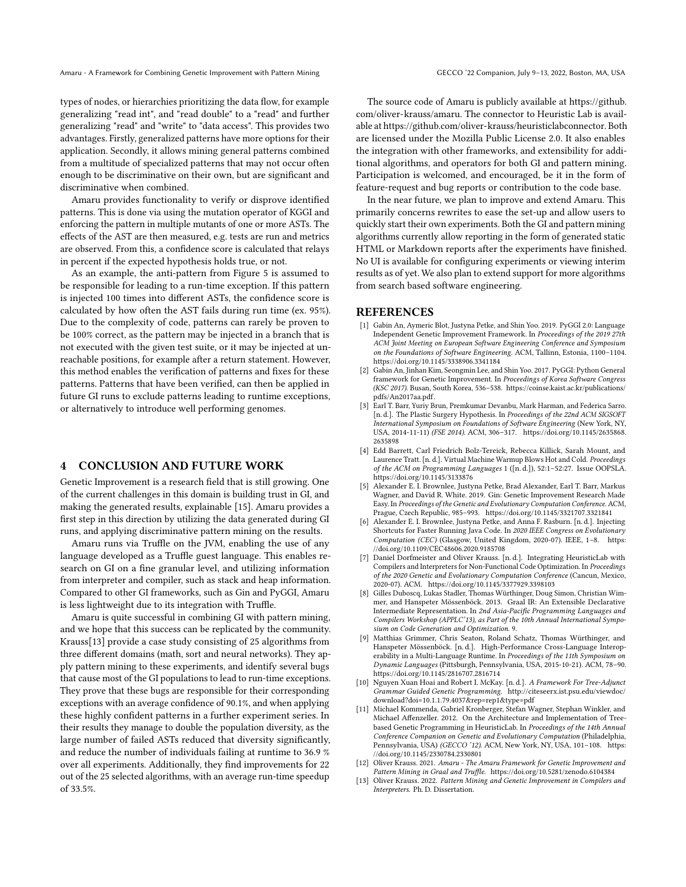types of nodes, or hierarchies prioritizing the data flow, for example generalizing "read int", and "read double" to a "read" and further generalizing "read" and "write" to "data access". This provides two advantages. Firstly, generalized patterns have more options for their application. Secondly, it allows mining general patterns combined from a multitude of specialized patterns that may not occur often enough to be discriminative on their own, but are significant and discriminative when combined.

Amaru provides functionality to verify or disprove identified patterns. This is done via using the mutation operator of KGGI and enforcing the pattern in multiple mutants of one or more ASTs. The effects of the AST are then measured, e.g. tests are run and metrics are observed. From this, a confidence score is calculated that relays in percent if the expected hypothesis holds true, or not.

As an example, the anti-pattern from Figure 5 is assumed to be responsible for leading to a run-time exception. If this pattern is injected 100 times into different ASTs, the confidence score is calculated by how often the AST fails during run time (ex. 95%). Due to the complexity of code, patterns can rarely be proven to be 100% correct, as the pattern may be injected in a branch that is not executed with the given test suite, or it may be injected at unreachable positions, for example after a return statement. However, this method enables the verification of patterns and fixes for these patterns. Patterns that have been verified, can then be applied in future GI runs to exclude patterns leading to runtime exceptions, or alternatively to introduce well performing genomes.

## 4 CONCLUSION AND FUTURE WORK

Genetic Improvement is a research field that is still growing. One of the current challenges in this domain is building trust in GI, and making the generated results, explainable [15]. Amaru provides a first step in this direction by utilizing the data generated during GI runs, and applying discriminative pattern mining on the results.

Amaru runs via Truffle on the JVM, enabling the use of any language developed as a Truffle guest language. This enables research on GI on a fine granular level, and utilizing information from interpreter and compiler, such as stack and heap information. Compared to other GI frameworks, such as Gin and PyGGI, Amaru is less lightweight due to its integration with Truffle.

Amaru is quite successful in combining GI with pattern mining, and we hope that this success can be replicated by the community. Krauss[13] provide a case study consisting of 25 algorithms from three different domains (math, sort and neural networks). They apply pattern mining to these experiments, and identify several bugs that cause most of the GI populations to lead to run-time exceptions. They prove that these bugs are responsible for their corresponding exceptions with an average confidence of 90.1%, and when applying these highly confident patterns in a further experiment series. In their results they manage to double the population diversity, as the large number of failed ASTs reduced that diversity significantly, and reduce the number of individuals failing at runtime to 36.9 % over all experiments. Additionally, they find improvements for 22 out of the 25 selected algorithms, with an average run-time speedup of 33.5%.

The source code of Amaru is publicly available at https://github.com/oliver-krauss/amaru. The connector to Heuristic Lab is available at https://github.com/oliver-krauss/heuristiclabconnector. Both are licensed under the Mozilla Public License 2.0. It also enables the integration with other frameworks, and extensibility for additional algorithms, and operators for both GI and pattern mining. Participation is welcomed, and encouraged, be it in the form of feature-request and bug reports or contribution to the code base.

In the near future, we plan to improve and extend Amaru. This primarily concerns rewrites to ease the set-up and allow users to quickly start their own experiments. Both the GI and pattern mining algorithms currently allow reporting in the form of generated static HTML or Markdown reports after the experiments have finished. No UI is available for configuring experiments or viewing interim results as of yet. We also plan to extend support for more algorithms from search based software engineering.

## REFERENCES

[1] Gabin An, Aymeric Blot, Justyna Petke, and Shin Yoo. 2019. PyGGI 2.0: Language Independent Genetic Improvement Framework. In *Proceedings of the 2019 27th ACM Joint Meeting on European Software Engineering Conference and Symposium on the Foundations of Software Engineering*. ACM, Tallinn, Estonia, 1100–1104. https://doi.org/10.1145/3338906.3341184

[2] Gabin An, Jinhan Kim, Seongmin Lee, and Shin Yoo. 2017. PyGGI: Python General framework for Genetic Improvement. In *Proceedings of Korea Software Congress (KSC 2017)*. Busan, South Korea, 536–538. https://coinse.kaist.ac.kr/publications/pdfs/An2017aa.pdf.

[3] Earl T. Barr, Yuriy Brun, Premkumar Devanbu, Mark Harman, and Federica Sarro. [n. d.]. The Plastic Surgery Hypothesis. In *Proceedings of the 22nd ACM SIGSOFT International Symposium on Foundations of Software Engineering* (New York, NY, USA, 2014-11-11) *(FSE 2014)*. ACM, 306–317. https://doi.org/10.1145/2635868.2635898

[4] Edd Barrett, Carl Friedrich Bolz-Tereick, Rebecca Killick, Sarah Mount, and Laurence Tratt. [n. d.]. Virtual Machine Warmup Blows Hot and Cold. *Proceedings of the ACM on Programming Languages* 1 ([n. d.]), 52:1–52:27. Issue OOPSLA. https://doi.org/10.1145/3133876

[5] Alexander E. I. Brownlee, Justyna Petke, Brad Alexander, Earl T. Barr, Markus Wagner, and David R. White. 2019. Gin: Genetic Improvement Research Made Easy. In *Proceedings of the Genetic and Evolutionary Computation Conference*. ACM, Prague, Czech Republic, 985–993. https://doi.org/10.1145/3321707.3321841

[6] Alexander E. I. Brownlee, Justyna Petke, and Anna F. Rasburn. [n. d.]. Injecting Shortcuts for Faster Running Java Code. In *2020 IEEE Congress on Evolutionary Computation (CEC)* (Glasgow, United Kingdom, 2020-07). IEEE, 1–8. https://doi.org/10.1109/CEC48606.2020.9185708

[7] Daniel Dorfmeister and Oliver Krauss. [n. d.]. Integrating HeuristicLab with Compilers and Interpreters for Non-Functional Code Optimization. In *Proceedings of the 2020 Genetic and Evolutionary Computation Conference* (Cancun, Mexico, 2020-07). ACM. https://doi.org/10.1145/3377929.3398103

[8] Gilles Duboscq, Lukas Stadler, Thomas Würthinger, Doug Simon, Christian Wimmer, and Hanspeter Mössenböck. 2013. Graal IR: An Extensible Declarative Intermediate Representation. In *2nd Asia-Pacific Programming Languages and Compilers Workshop (APPLC'13), as Part of the 10th Annual International Symposium on Code Generation and Optimization*. 9.

[9] Matthias Grimmer, Chris Seaton, Roland Schatz, Thomas Würthinger, and Hanspeter Mössenböck. [n. d.]. High-Performance Cross-Language Interoperability in a Multi-Language Runtime. In *Proceedings of the 11th Symposium on Dynamic Languages* (Pittsburgh, Pennsylvania, USA, 2015-10-21). ACM, 78–90. https://doi.org/10.1145/2816707.2816714

[10] Nguyen Xuan Hoai and Robert I. McKay. [n. d.]. *A Framework For Tree-Adjunct Grammar Guided Genetic Programming.* http://citeseerx.ist.psu.edu/viewdoc/download?doi=10.1.1.79.4037&rep=rep1&type=pdf

[11] Michael Kommenda, Gabriel Kronberger, Stefan Wagner, Stephan Winkler, and Michael Affenzeller. 2012. On the Architecture and Implementation of Tree-based Genetic Programming in HeuristicLab. In *Proceedings of the 14th Annual Conference Companion on Genetic and Evolutionary Computation* (Philadelphia, Pennsylvania, USA) *(GECCO '12)*. ACM, New York, NY, USA, 101–108. https://doi.org/10.1145/2330784.2330801

[12] Oliver Krauss. 2021. *Amaru - The Amaru Framework for Genetic Improvement and Pattern Mining in Graal and Truffle.* https://doi.org/10.5281/zenodo.6104384

[13] Oliver Krauss. 2022. *Pattern Mining and Genetic Improvement in Compilers and Interpreters.* Ph. D. Dissertation.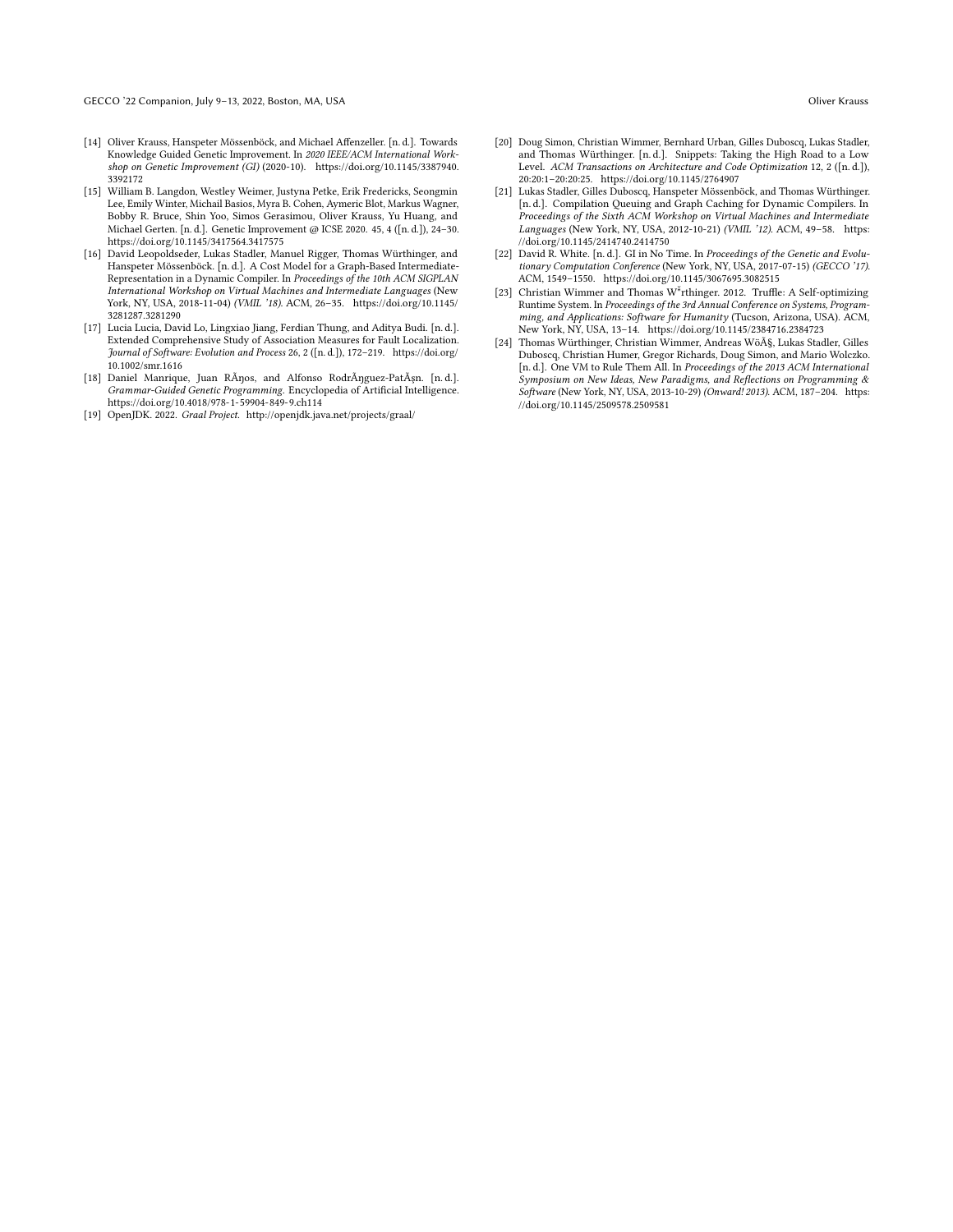[14] Oliver Krauss, Hanspeter Mössenböck, and Michael Affenzeller. [n. d.]. Towards Knowledge Guided Genetic Improvement. In *2020 IEEE/ACM International Workshop on Genetic Improvement (GI)* (2020-10). https://doi.org/10.1145/3387940.3392172

[15] William B. Langdon, Westley Weimer, Justyna Petke, Erik Fredericks, Seongmin Lee, Emily Winter, Michail Basios, Myra B. Cohen, Aymeric Blot, Markus Wagner, Bobby R. Bruce, Shin Yoo, Simos Gerasimou, Oliver Krauss, Yu Huang, and Michael Gerten. [n. d.]. Genetic Improvement @ ICSE 2020. 45, 4 ([n. d.]), 24–30. https://doi.org/10.1145/3417564.3417575

[16] David Leopoldseder, Lukas Stadler, Manuel Rigger, Thomas Würthinger, and Hanspeter Mössenböck. [n. d.]. A Cost Model for a Graph-Based Intermediate-Representation in a Dynamic Compiler. In *Proceedings of the 10th ACM SIGPLAN International Workshop on Virtual Machines and Intermediate Languages* (New York, NY, USA, 2018-11-04) *(VMIL '18)*. ACM, 26–35. https://doi.org/10.1145/3281287.3281290

[17] Lucia Lucia, David Lo, Lingxiao Jiang, Ferdian Thung, and Aditya Budi. [n. d.]. Extended Comprehensive Study of Association Measures for Fault Localization. *Journal of Software: Evolution and Process* 26, 2 ([n. d.]), 172–219. https://doi.org/10.1002/smr.1616

[18] Daniel Manrique, Juan RÃņos, and Alfonso RodrÃŋguez-PatÃşn. [n. d.]. *Grammar-Guided Genetic Programming*. Encyclopedia of Artificial Intelligence. https://doi.org/10.4018/978-1-59904-849-9.ch114

[19] OpenJDK. 2022. *Graal Project*. http://openjdk.java.net/projects/graal/

[20] Doug Simon, Christian Wimmer, Bernhard Urban, Gilles Duboscq, Lukas Stadler, and Thomas Würthinger. [n. d.]. Snippets: Taking the High Road to a Low Level. *ACM Transactions on Architecture and Code Optimization* 12, 2 ([n. d.]), 20:20:1–20:20:25. https://doi.org/10.1145/2764907

[21] Lukas Stadler, Gilles Duboscq, Hanspeter Mössenböck, and Thomas Würthinger. [n. d.]. Compilation Queuing and Graph Caching for Dynamic Compilers. In *Proceedings of the Sixth ACM Workshop on Virtual Machines and Intermediate Languages* (New York, NY, USA, 2012-10-21) *(VMIL '12)*. ACM, 49–58. https://doi.org/10.1145/2414740.2414750

[22] David R. White. [n. d.]. GI in No Time. In *Proceedings of the Genetic and Evolutionary Computation Conference* (New York, NY, USA, 2017-07-15) *(GECCO '17)*. ACM, 1549–1550. https://doi.org/10.1145/3067695.3082515

[23] Christian Wimmer and Thomas W"rthinger. 2012. Truffle: A Self-optimizing Runtime System. In *Proceedings of the 3rd Annual Conference on Systems, Programming, and Applications: Software for Humanity* (Tucson, Arizona, USA). ACM, New York, NY, USA, 13–14. https://doi.org/10.1145/2384716.2384723

[24] Thomas Würthinger, Christian Wimmer, Andreas WöÃ§, Lukas Stadler, Gilles Duboscq, Christian Humer, Gregor Richards, Doug Simon, and Mario Wolczko. [n. d.]. One VM to Rule Them All. In *Proceedings of the 2013 ACM International Symposium on New Ideas, New Paradigms, and Reflections on Programming & Software* (New York, NY, USA, 2013-10-29) *(Onward! 2013)*. ACM, 187–204. https://doi.org/10.1145/2509578.2509581